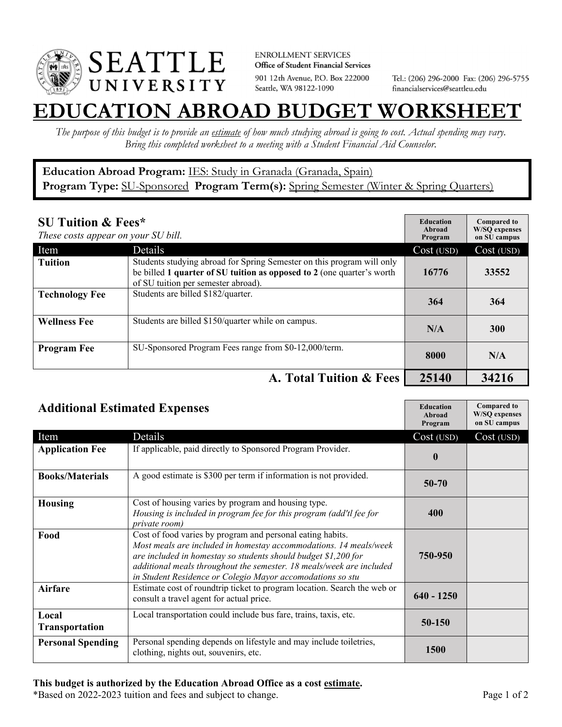SEATTLE UNIVERSITY

ENROLLMENT SERVICES
**Office of Student Financial Services**
901 12th Avenue, P.O. Box 222000
Seattle, WA 98122-1090

Tel.: (206) 296-2000 Fax: (206) 296-5755
financialservices@seattleu.edu

# EDUCATION ABROAD BUDGET WORKSHEET

*The purpose of this budget is to provide an estimate of how much studying abroad is going to cost. Actual spending may vary. Bring this completed worksheet to a meeting with a Student Financial Aid Counselor.*

**Education Abroad Program:** IES: Study in Granada (Granada, Spain)
**Program Type:** SU-Sponsored **Program Term(s):** Spring Semester (Winter & Spring Quarters)

## SU Tuition & Fees*

*These costs appear on your SU bill.*

| Item | Details | Education Abroad Program Cost (USD) | Compared to W/SQ expenses on SU campus Cost (USD) |
|---|---|---|---|
| **Tuition** | Students studying abroad for Spring Semester on this program will only be billed **1 quarter of SU tuition as opposed to 2** (one quarter's worth of SU tuition per semester abroad). | **16776** | **33552** |
| **Technology Fee** | Students are billed $182/quarter. | **364** | **364** |
| **Wellness Fee** | Students are billed $150/quarter while on campus. | **N/A** | **300** |
| **Program Fee** | SU-Sponsored Program Fees range from $0-12,000/term. | **8000** | **N/A** |
| | **A. Total Tuition & Fees** | **25140** | **34216** |

## Additional Estimated Expenses

| Item | Details | Education Abroad Program Cost (USD) | Compared to W/SQ expenses on SU campus Cost (USD) |
|---|---|---|---|
| **Application Fee** | If applicable, paid directly to Sponsored Program Provider. | **0** | |
| **Books/Materials** | A good estimate is $300 per term if information is not provided. | **50-70** | |
| **Housing** | Cost of housing varies by program and housing type. *Housing is included in program fee for this program (add'tl fee for private room)* | **400** | |
| **Food** | Cost of food varies by program and personal eating habits. *Most meals are included in homestay accommodations. 14 meals/week are included in homestay so students should budget $1,200 for additional meals throughout the semester. 18 meals/week are included in Student Residence or Colegio Mayor accomodations so stu* | **750-950** | |
| **Airfare** | Estimate cost of roundtrip ticket to program location. Search the web or consult a travel agent for actual price. | **640 - 1250** | |
| **Local Transportation** | Local transportation could include bus fare, trains, taxis, etc. | **50-150** | |
| **Personal Spending** | Personal spending depends on lifestyle and may include toiletries, clothing, nights out, souvenirs, etc. | **1500** | |

**This budget is authorized by the Education Abroad Office as a cost estimate.**
*Based on 2022-2023 tuition and fees and subject to change.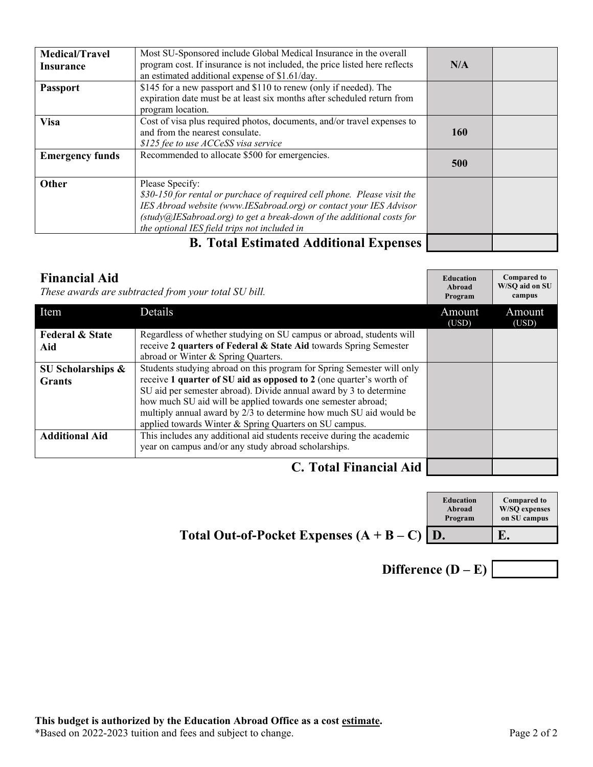| | | | |
|---|---|---|---|
| **Medical/Travel Insurance** | Most SU-Sponsored include Global Medical Insurance in the overall program cost. If insurance is not included, the price listed here reflects an estimated additional expense of $1.61/day. | **N/A** | |
| **Passport** | $145 for a new passport and $110 to renew (only if needed). The expiration date must be at least six months after scheduled return from program location. | | |
| **Visa** | Cost of visa plus required photos, documents, and/or travel expenses to and from the nearest consulate. *$125 fee to use ACCeSS visa service* | **160** | |
| **Emergency funds** | Recommended to allocate $500 for emergencies. | **500** | |
| **Other** | Please Specify: *$30-150 for rental or purchase of required cell phone. Please visit the IES Abroad website (www.IESabroad.org) or contact your IES Advisor (study@IESabroad.org) to get a break-down of the additional costs for the optional IES field trips not included in* | | |
| | **B. Total Estimated Additional Expenses** | | |

## Financial Aid

*These awards are subtracted from your total SU bill.*

| | | **Education Abroad Program** | **Compared to W/SQ aid on SU campus** |
|---|---|---|---|
| Item | Details | Amount (USD) | Amount (USD) |
| **Federal & State Aid** | Regardless of whether studying on SU campus or abroad, students will receive **2 quarters of Federal & State Aid** towards Spring Semester abroad or Winter & Spring Quarters. | | |
| **SU Scholarships & Grants** | Students studying abroad on this program for Spring Semester will only receive **1 quarter of SU aid as opposed to 2** (one quarter's worth of SU aid per semester abroad). Divide annual award by 3 to determine how much SU aid will be applied towards one semester abroad; multiply annual award by 2/3 to determine how much SU aid would be applied towards Winter & Spring Quarters on SU campus. | | |
| **Additional Aid** | This includes any additional aid students receive during the academic year on campus and/or any study abroad scholarships. | | |
| | **C. Total Financial Aid** | | |

| | **Education Abroad Program** | **Compared to W/SQ expenses on SU campus** |
|---|---|---|
| **Total Out-of-Pocket Expenses (A + B – C)** | **D.** | **E.** |

| | |
|---|---|
| **Difference (D – E)** | |

**This budget is authorized by the Education Abroad Office as a cost estimate.**

*Based on 2022-2023 tuition and fees and subject to change.